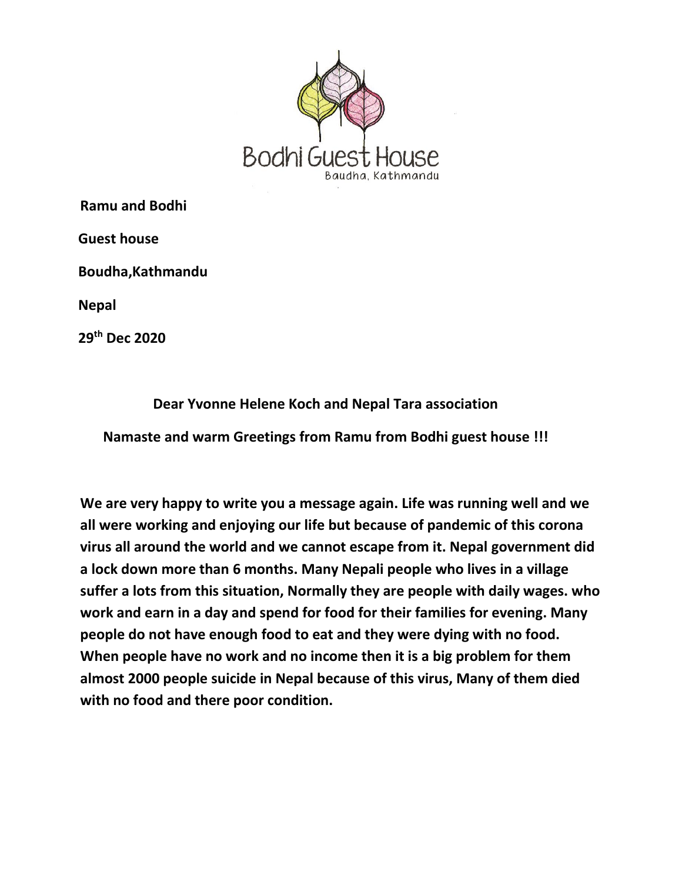Bodhi Guest House

Baudha, Kathmandu

**Ramu and Bodhi**

**Guest house**

**Boudha,Kathmandu**

**Nepal**

**29th Dec 2020**

**Dear Yvonne Helene Koch and Nepal Tara association**

**Namaste and warm Greetings from Ramu from Bodhi guest house !!!**

**We are very happy to write you a message again. Life was running well and we all were working and enjoying our life but because of pandemic of this corona virus all around the world and we cannot escape from it. Nepal government did a lock down more than 6 months. Many Nepali people who lives in a village suffer a lots from this situation, Normally they are people with daily wages. who work and earn in a day and spend for food for their families for evening. Many people do not have enough food to eat and they were dying with no food. When people have no work and no income then it is a big problem for them almost 2000 people suicide in Nepal because of this virus, Many of them died with no food and there poor condition.**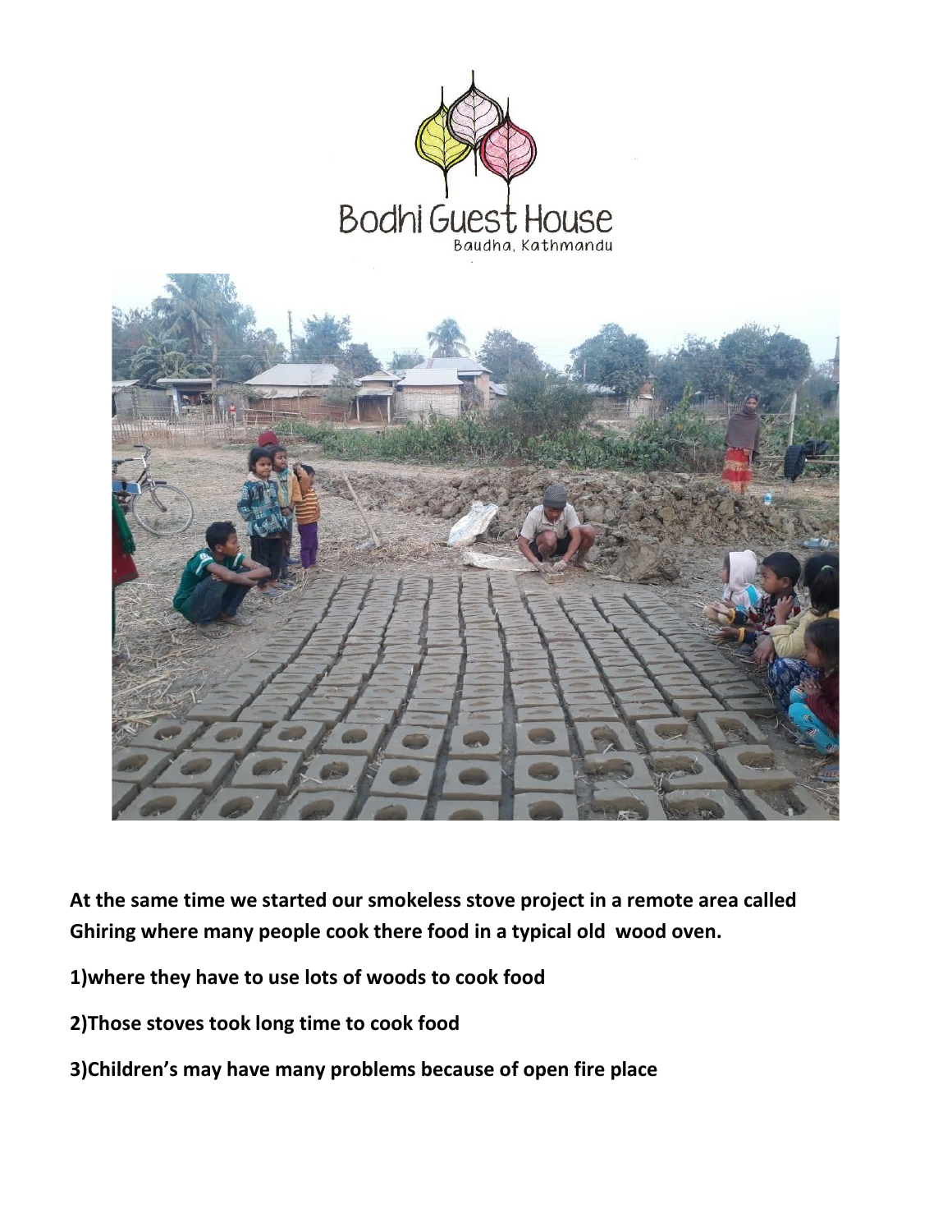Bodhi Guest House

Baudha, Kathmandu

**At the same time we started our smokeless stove project in a remote area called Ghiring where many people cook there food in a typical old wood oven.**

**1)where they have to use lots of woods to cook food**

**2)Those stoves took long time to cook food**

**3)Children's may have many problems because of open fire place**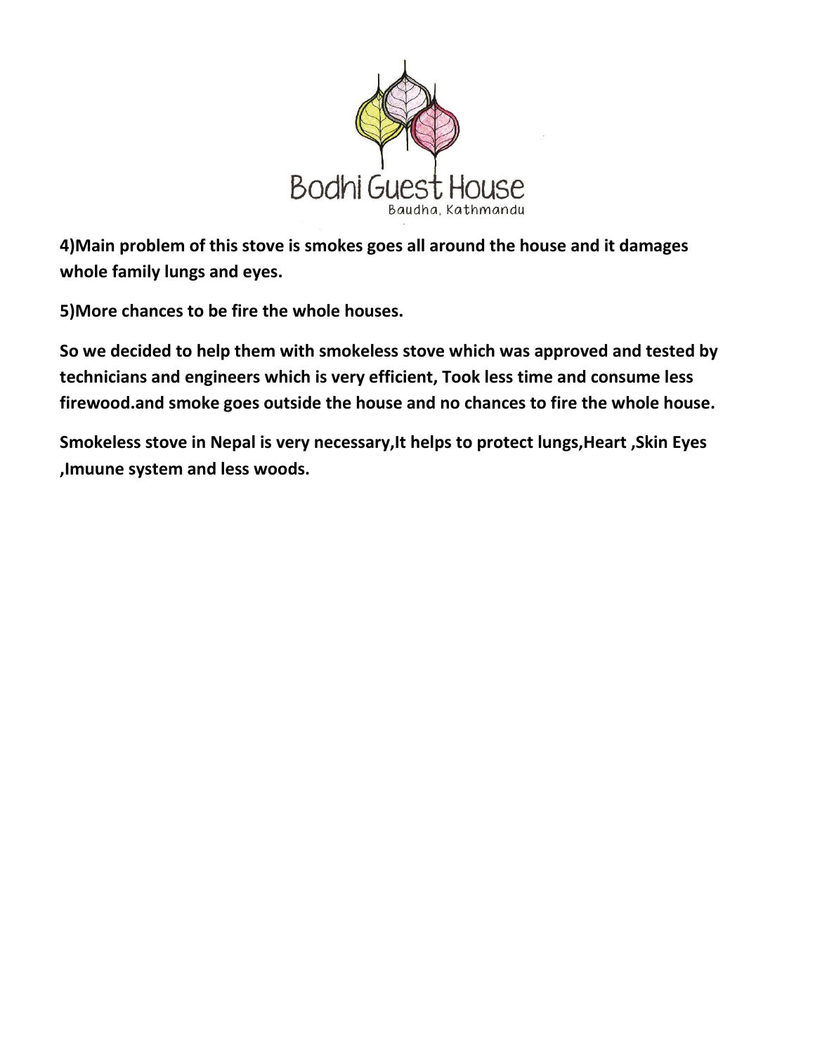**4)Main problem of this stove is smokes goes all around the house and it damages whole family lungs and eyes.**

**5)More chances to be fire the whole houses.**

**So we decided to help them with smokeless stove which was approved and tested by technicians and engineers which is very efficient, Took less time and consume less firewood.and smoke goes outside the house and no chances to fire the whole house.**

**Smokeless stove in Nepal is very necessary,It helps to protect lungs,Heart ,Skin Eyes ,Imuune system and less woods.**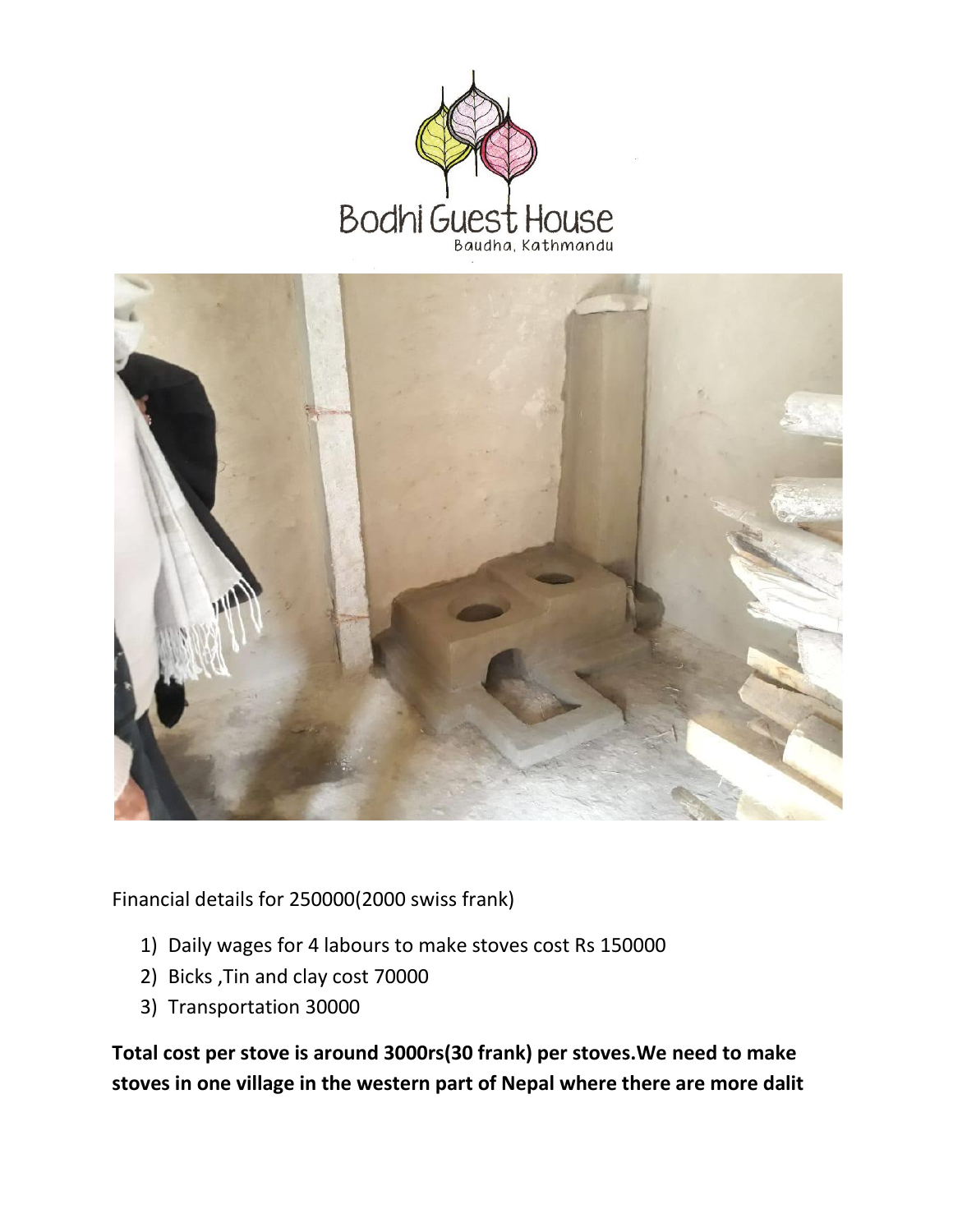Bodhi Guest House

Baudha, Kathmandu

Financial details for 250000(2000 swiss frank)

1) Daily wages for 4 labours to make stoves cost Rs 150000
2) Bicks ,Tin and clay cost 70000
3) Transportation 30000

**Total cost per stove is around 3000rs(30 frank) per stoves.We need to make stoves in one village in the western part of Nepal where there are more dalit**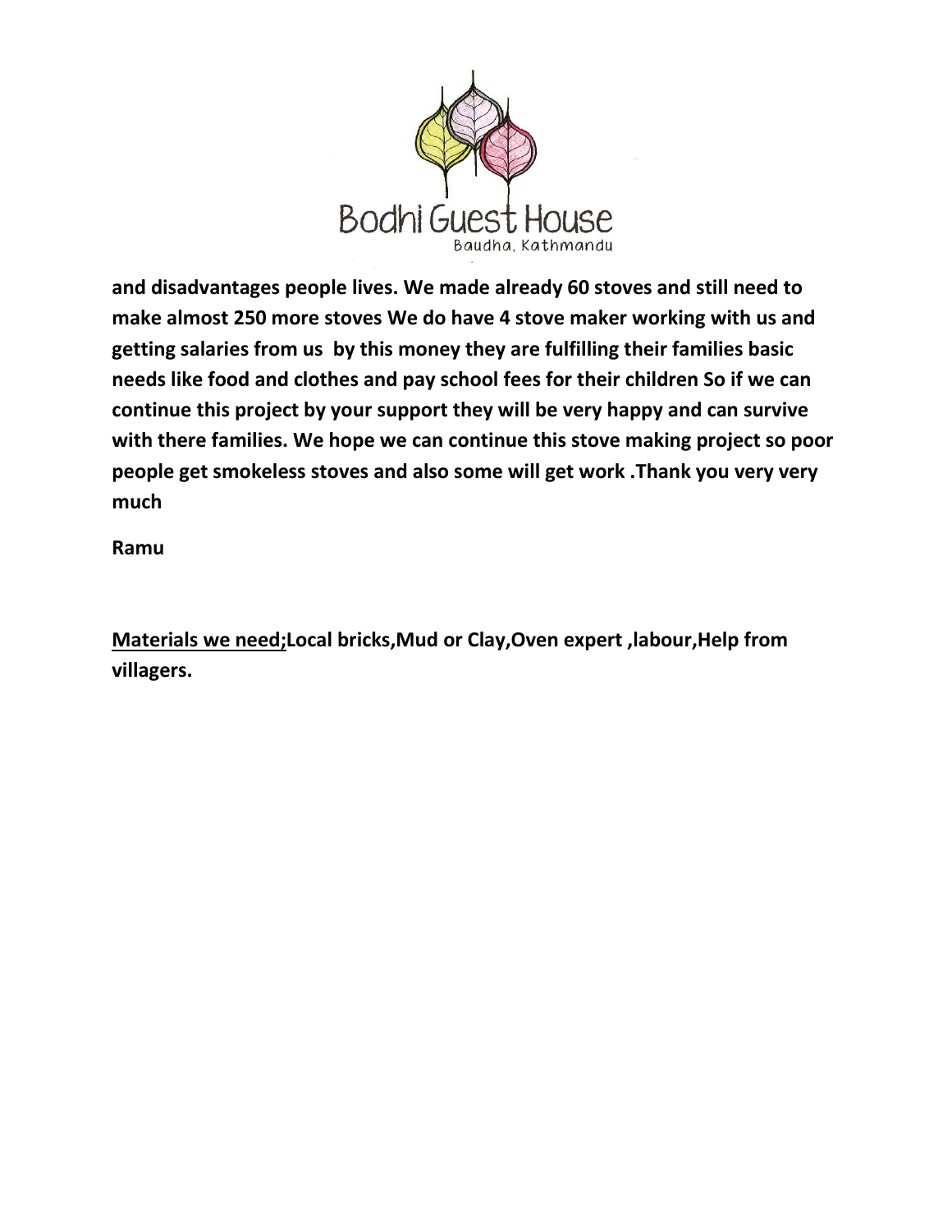Bodhi Guest House

Baudha, Kathmandu

**and disadvantages people lives. We made already 60 stoves and still need to make almost 250 more stoves We do have 4 stove maker working with us and getting salaries from us by this money they are fulfilling their families basic needs like food and clothes and pay school fees for their children So if we can continue this project by your support they will be very happy and can survive with there families. We hope we can continue this stove making project so poor people get smokeless stoves and also some will get work .Thank you very very much**

**Ramu**

**<u>Materials we need;</u>Local bricks,Mud or Clay,Oven expert ,labour,Help from villagers.**